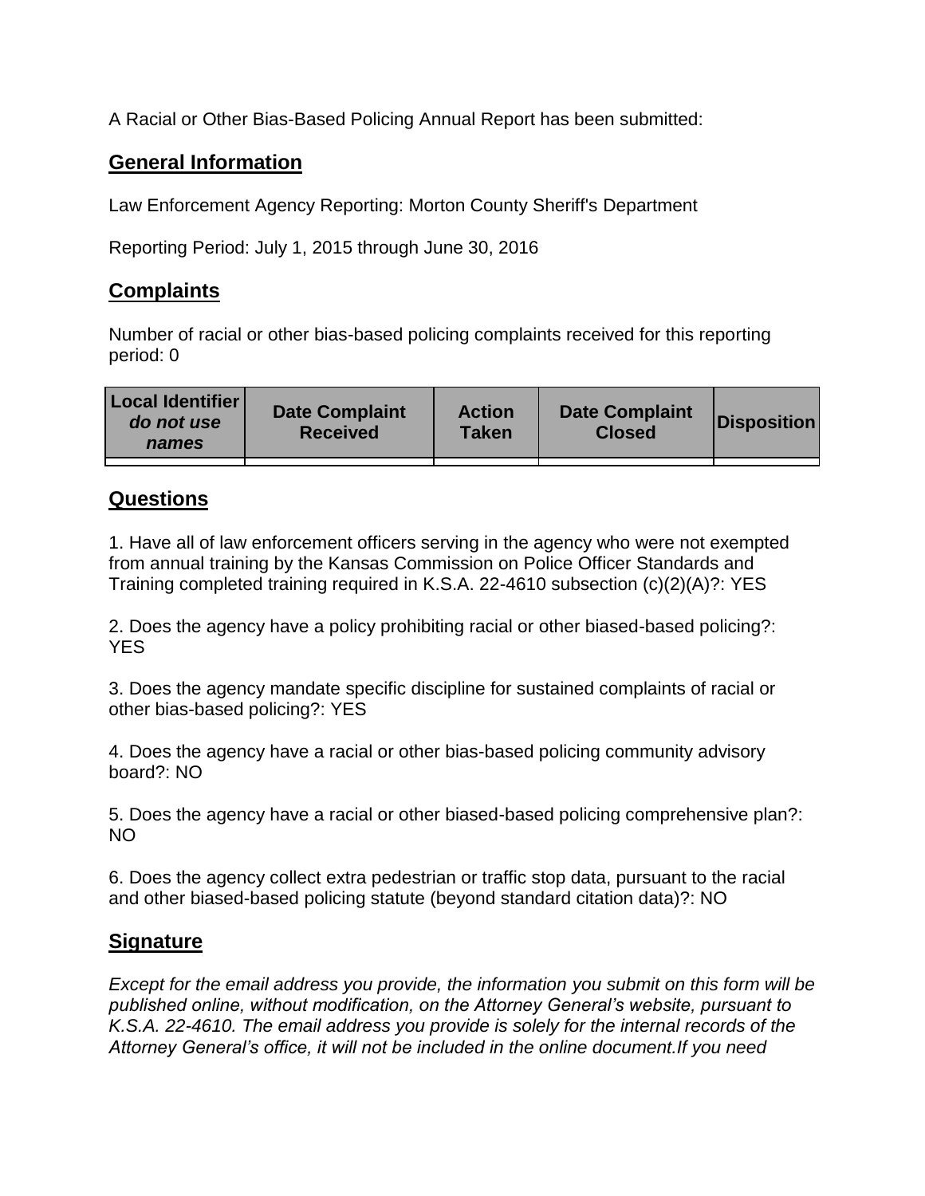A Racial or Other Bias-Based Policing Annual Report has been submitted:

## General Information

Law Enforcement Agency Reporting: Morton County Sheriff's Department

Reporting Period: July 1, 2015 through June 30, 2016

## Complaints

Number of racial or other bias-based policing complaints received for this reporting period: 0

| Local Identifier *do not use names* | Date Complaint Received | Action Taken | Date Complaint Closed | Disposition |
|---|---|---|---|---|
| | | | | |

## Questions

1. Have all of law enforcement officers serving in the agency who were not exempted from annual training by the Kansas Commission on Police Officer Standards and Training completed training required in K.S.A. 22-4610 subsection (c)(2)(A)?: YES

2. Does the agency have a policy prohibiting racial or other biased-based policing?: YES

3. Does the agency mandate specific discipline for sustained complaints of racial or other bias-based policing?: YES

4. Does the agency have a racial or other bias-based policing community advisory board?: NO

5. Does the agency have a racial or other biased-based policing comprehensive plan?: NO

6. Does the agency collect extra pedestrian or traffic stop data, pursuant to the racial and other biased-based policing statute (beyond standard citation data)?: NO

## Signature

*Except for the email address you provide, the information you submit on this form will be published online, without modification, on the Attorney General's website, pursuant to K.S.A. 22-4610. The email address you provide is solely for the internal records of the Attorney General's office, it will not be included in the online document.If you need*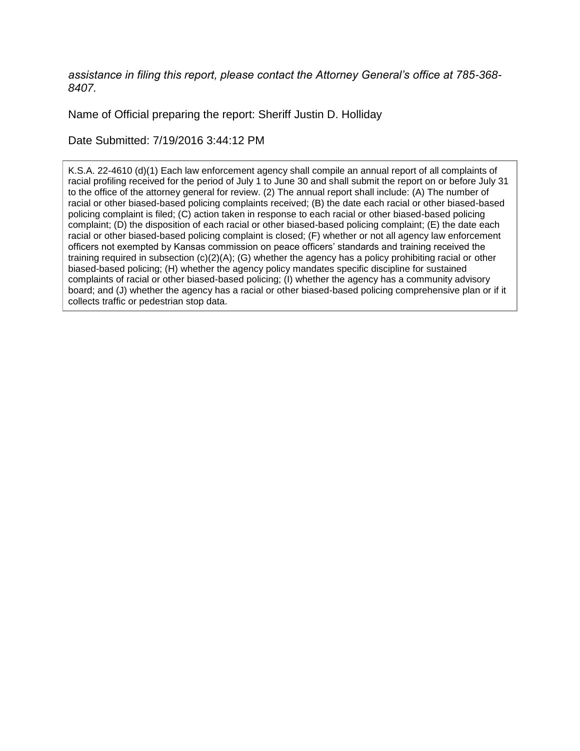*assistance in filing this report, please contact the Attorney General's office at 785-368-8407.*

Name of Official preparing the report: Sheriff Justin D. Holliday

Date Submitted: 7/19/2016 3:44:12 PM

K.S.A. 22-4610 (d)(1) Each law enforcement agency shall compile an annual report of all complaints of racial profiling received for the period of July 1 to June 30 and shall submit the report on or before July 31 to the office of the attorney general for review. (2) The annual report shall include: (A) The number of racial or other biased-based policing complaints received; (B) the date each racial or other biased-based policing complaint is filed; (C) action taken in response to each racial or other biased-based policing complaint; (D) the disposition of each racial or other biased-based policing complaint; (E) the date each racial or other biased-based policing complaint is closed; (F) whether or not all agency law enforcement officers not exempted by Kansas commission on peace officers' standards and training received the training required in subsection (c)(2)(A); (G) whether the agency has a policy prohibiting racial or other biased-based policing; (H) whether the agency policy mandates specific discipline for sustained complaints of racial or other biased-based policing; (I) whether the agency has a community advisory board; and (J) whether the agency has a racial or other biased-based policing comprehensive plan or if it collects traffic or pedestrian stop data.